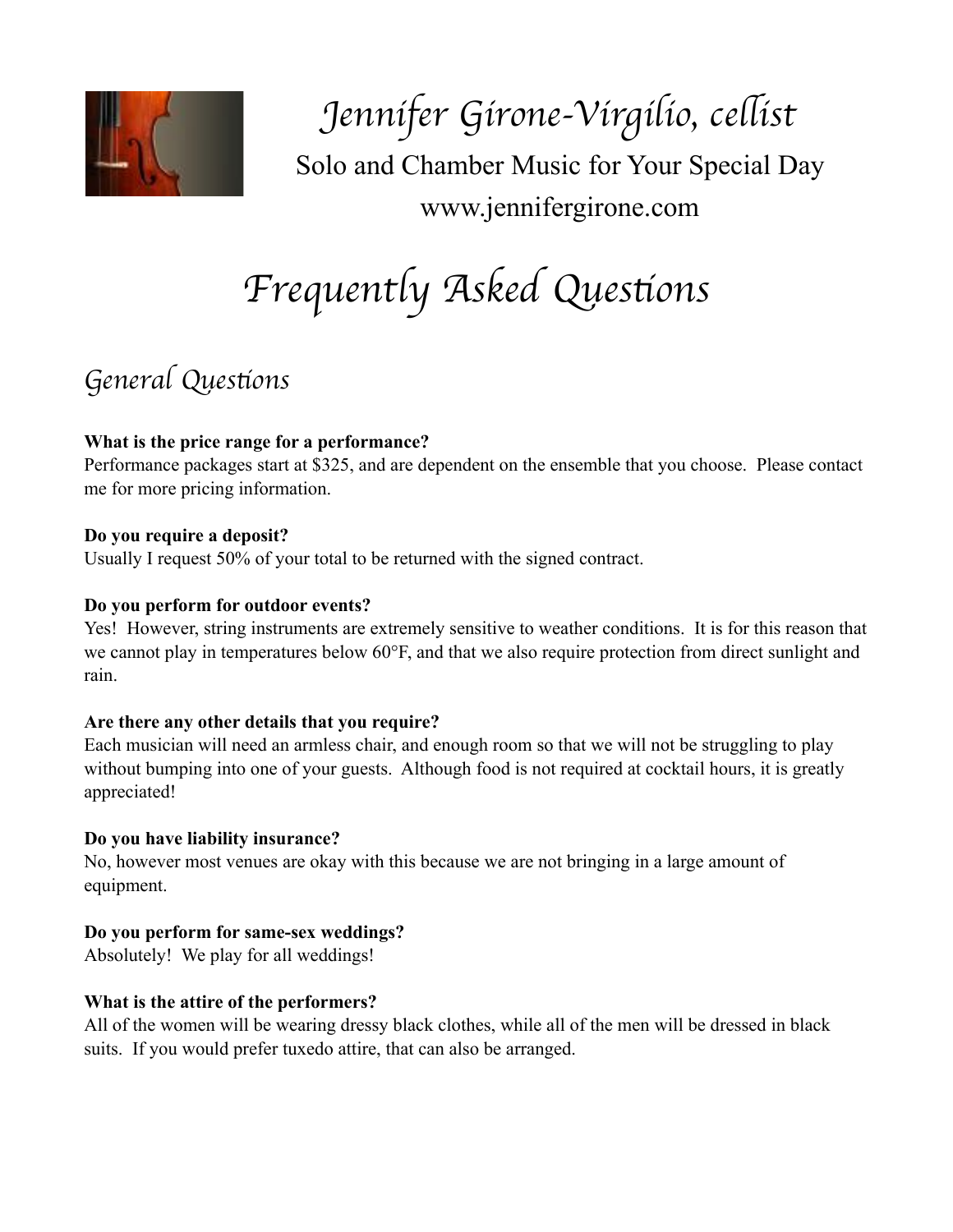# Jennifer Girone-Virgilio, cellist

Solo and Chamber Music for Your Special Day

www.jennifergirone.com

# Frequently Asked Questions

## General Questions

**What is the price range for a performance?**
Performance packages start at $325, and are dependent on the ensemble that you choose. Please contact me for more pricing information.

**Do you require a deposit?**
Usually I request 50% of your total to be returned with the signed contract.

**Do you perform for outdoor events?**
Yes! However, string instruments are extremely sensitive to weather conditions. It is for this reason that we cannot play in temperatures below 60°F, and that we also require protection from direct sunlight and rain.

**Are there any other details that you require?**
Each musician will need an armless chair, and enough room so that we will not be struggling to play without bumping into one of your guests. Although food is not required at cocktail hours, it is greatly appreciated!

**Do you have liability insurance?**
No, however most venues are okay with this because we are not bringing in a large amount of equipment.

**Do you perform for same-sex weddings?**
Absolutely! We play for all weddings!

**What is the attire of the performers?**
All of the women will be wearing dressy black clothes, while all of the men will be dressed in black suits. If you would prefer tuxedo attire, that can also be arranged.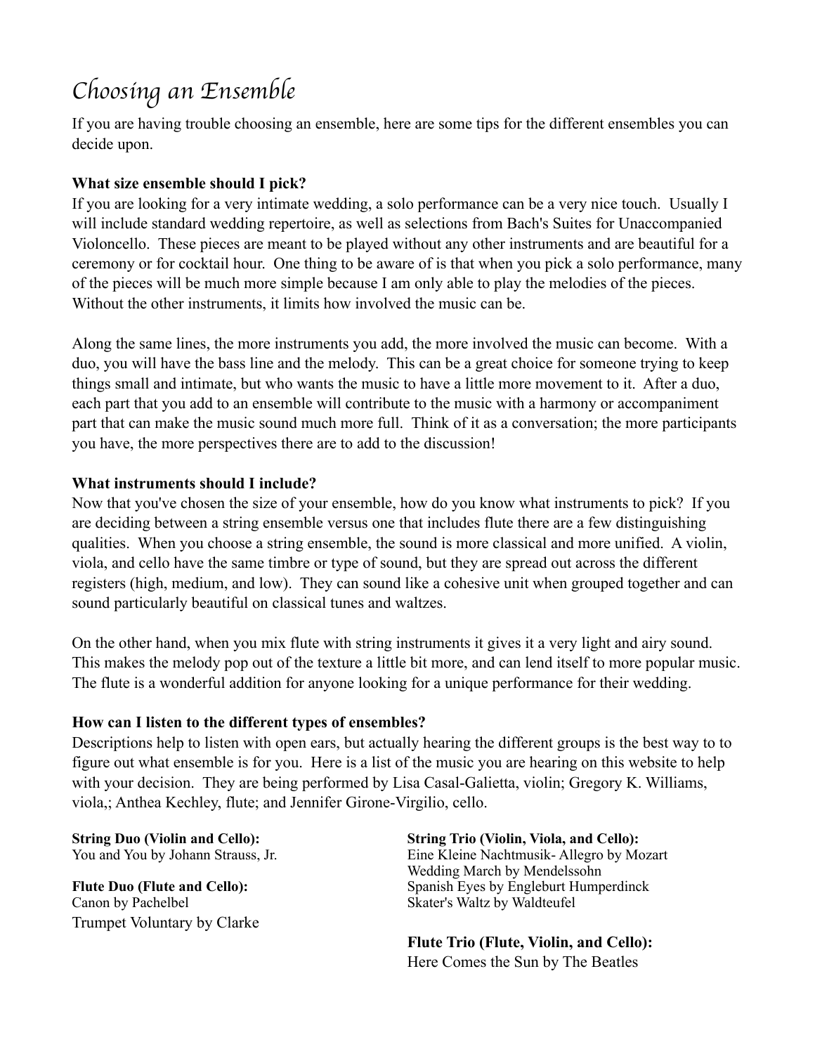# *Choosing an Ensemble*

If you are having trouble choosing an ensemble, here are some tips for the different ensembles you can decide upon.

**What size ensemble should I pick?**

If you are looking for a very intimate wedding, a solo performance can be a very nice touch. Usually I will include standard wedding repertoire, as well as selections from Bach's Suites for Unaccompanied Violoncello. These pieces are meant to be played without any other instruments and are beautiful for a ceremony or for cocktail hour. One thing to be aware of is that when you pick a solo performance, many of the pieces will be much more simple because I am only able to play the melodies of the pieces. Without the other instruments, it limits how involved the music can be.

Along the same lines, the more instruments you add, the more involved the music can become. With a duo, you will have the bass line and the melody. This can be a great choice for someone trying to keep things small and intimate, but who wants the music to have a little more movement to it. After a duo, each part that you add to an ensemble will contribute to the music with a harmony or accompaniment part that can make the music sound much more full. Think of it as a conversation; the more participants you have, the more perspectives there are to add to the discussion!

**What instruments should I include?**

Now that you've chosen the size of your ensemble, how do you know what instruments to pick? If you are deciding between a string ensemble versus one that includes flute there are a few distinguishing qualities. When you choose a string ensemble, the sound is more classical and more unified. A violin, viola, and cello have the same timbre or type of sound, but they are spread out across the different registers (high, medium, and low). They can sound like a cohesive unit when grouped together and can sound particularly beautiful on classical tunes and waltzes.

On the other hand, when you mix flute with string instruments it gives it a very light and airy sound. This makes the melody pop out of the texture a little bit more, and can lend itself to more popular music. The flute is a wonderful addition for anyone looking for a unique performance for their wedding.

**How can I listen to the different types of ensembles?**

Descriptions help to listen with open ears, but actually hearing the different groups is the best way to to figure out what ensemble is for you. Here is a list of the music you are hearing on this website to help with your decision. They are being performed by Lisa Casal-Galietta, violin; Gregory K. Williams, viola,; Anthea Kechley, flute; and Jennifer Girone-Virgilio, cello.

**String Duo (Violin and Cello):**
You and You by Johann Strauss, Jr.

**Flute Duo (Flute and Cello):**
Canon by Pachelbel
Trumpet Voluntary by Clarke

**String Trio (Violin, Viola, and Cello):**
Eine Kleine Nachtmusik- Allegro by Mozart
Wedding March by Mendelssohn
Spanish Eyes by Engleburt Humperdinck
Skater's Waltz by Waldteufel

**Flute Trio (Flute, Violin, and Cello):**
Here Comes the Sun by The Beatles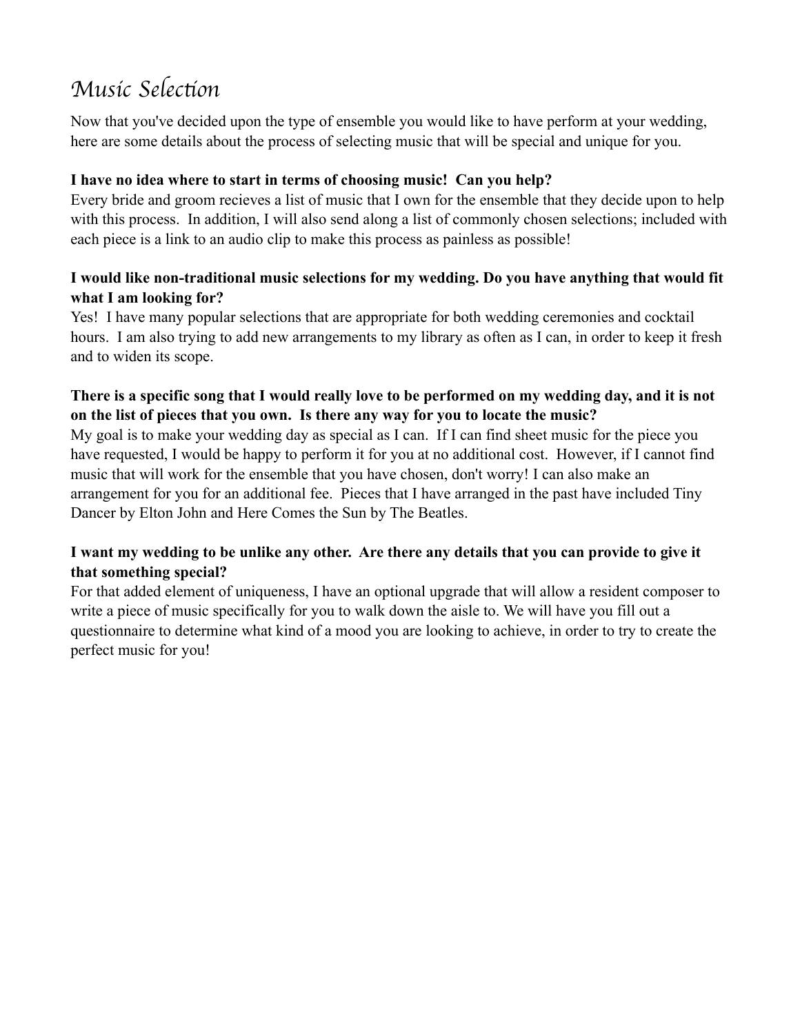# *Music Selection*

Now that you've decided upon the type of ensemble you would like to have perform at your wedding, here are some details about the process of selecting music that will be special and unique for you.

**I have no idea where to start in terms of choosing music! Can you help?**

Every bride and groom recieves a list of music that I own for the ensemble that they decide upon to help with this process. In addition, I will also send along a list of commonly chosen selections; included with each piece is a link to an audio clip to make this process as painless as possible!

**I would like non-traditional music selections for my wedding. Do you have anything that would fit what I am looking for?**

Yes! I have many popular selections that are appropriate for both wedding ceremonies and cocktail hours. I am also trying to add new arrangements to my library as often as I can, in order to keep it fresh and to widen its scope.

**There is a specific song that I would really love to be performed on my wedding day, and it is not on the list of pieces that you own. Is there any way for you to locate the music?**

My goal is to make your wedding day as special as I can. If I can find sheet music for the piece you have requested, I would be happy to perform it for you at no additional cost. However, if I cannot find music that will work for the ensemble that you have chosen, don't worry! I can also make an arrangement for you for an additional fee. Pieces that I have arranged in the past have included Tiny Dancer by Elton John and Here Comes the Sun by The Beatles.

**I want my wedding to be unlike any other. Are there any details that you can provide to give it that something special?**

For that added element of uniqueness, I have an optional upgrade that will allow a resident composer to write a piece of music specifically for you to walk down the aisle to. We will have you fill out a questionnaire to determine what kind of a mood you are looking to achieve, in order to try to create the perfect music for you!